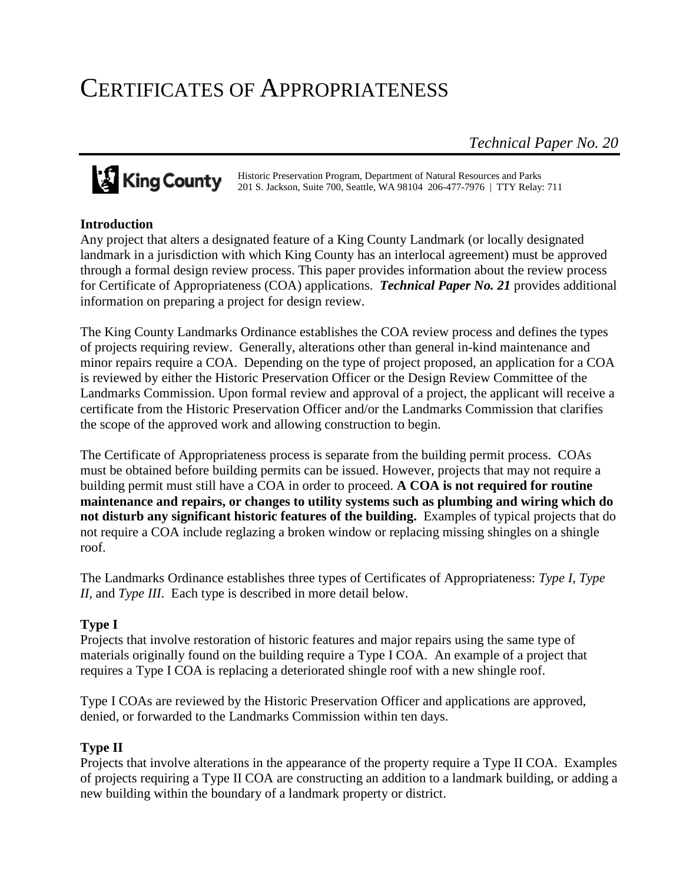# CERTIFICATES OF APPROPRIATENESS

*Technical Paper No. 20*

King County

Historic Preservation Program, Department of Natural Resources and Parks
201 S. Jackson, Suite 700, Seattle, WA 98104 206-477-7976 | TTY Relay: 711

## Introduction

Any project that alters a designated feature of a King County Landmark (or locally designated landmark in a jurisdiction with which King County has an interlocal agreement) must be approved through a formal design review process. This paper provides information about the review process for Certificate of Appropriateness (COA) applications. ***Technical Paper No. 21*** provides additional information on preparing a project for design review.

The King County Landmarks Ordinance establishes the COA review process and defines the types of projects requiring review. Generally, alterations other than general in-kind maintenance and minor repairs require a COA. Depending on the type of project proposed, an application for a COA is reviewed by either the Historic Preservation Officer or the Design Review Committee of the Landmarks Commission. Upon formal review and approval of a project, the applicant will receive a certificate from the Historic Preservation Officer and/or the Landmarks Commission that clarifies the scope of the approved work and allowing construction to begin.

The Certificate of Appropriateness process is separate from the building permit process. COAs must be obtained before building permits can be issued. However, projects that may not require a building permit must still have a COA in order to proceed. **A COA is not required for routine maintenance and repairs, or changes to utility systems such as plumbing and wiring which do not disturb any significant historic features of the building.** Examples of typical projects that do not require a COA include reglazing a broken window or replacing missing shingles on a shingle roof.

The Landmarks Ordinance establishes three types of Certificates of Appropriateness: *Type I, Type II,* and *Type III*. Each type is described in more detail below.

## Type I

Projects that involve restoration of historic features and major repairs using the same type of materials originally found on the building require a Type I COA. An example of a project that requires a Type I COA is replacing a deteriorated shingle roof with a new shingle roof.

Type I COAs are reviewed by the Historic Preservation Officer and applications are approved, denied, or forwarded to the Landmarks Commission within ten days.

## Type II

Projects that involve alterations in the appearance of the property require a Type II COA. Examples of projects requiring a Type II COA are constructing an addition to a landmark building, or adding a new building within the boundary of a landmark property or district.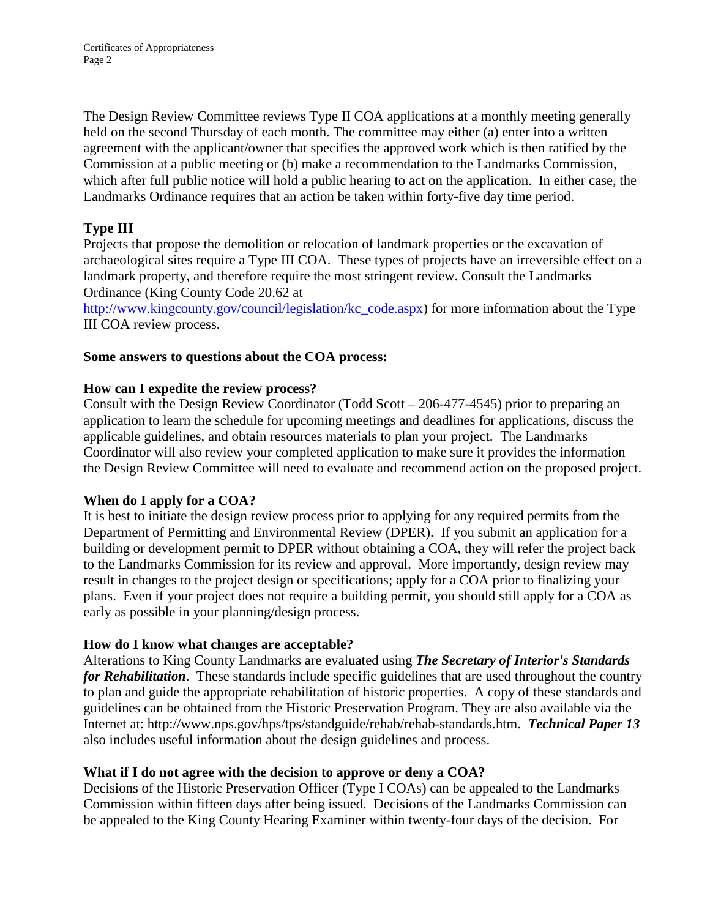The Design Review Committee reviews Type II COA applications at a monthly meeting generally held on the second Thursday of each month. The committee may either (a) enter into a written agreement with the applicant/owner that specifies the approved work which is then ratified by the Commission at a public meeting or (b) make a recommendation to the Landmarks Commission, which after full public notice will hold a public hearing to act on the application. In either case, the Landmarks Ordinance requires that an action be taken within forty-five day time period.

### Type III

Projects that propose the demolition or relocation of landmark properties or the excavation of archaeological sites require a Type III COA. These types of projects have an irreversible effect on a landmark property, and therefore require the most stringent review. Consult the Landmarks Ordinance (King County Code 20.62 at [http://www.kingcounty.gov/council/legislation/kc_code.aspx](http://www.kingcounty.gov/council/legislation/kc_code.aspx)) for more information about the Type III COA review process.

## Some answers to questions about the COA process:

### How can I expedite the review process?

Consult with the Design Review Coordinator (Todd Scott – 206-477-4545) prior to preparing an application to learn the schedule for upcoming meetings and deadlines for applications, discuss the applicable guidelines, and obtain resources materials to plan your project. The Landmarks Coordinator will also review your completed application to make sure it provides the information the Design Review Committee will need to evaluate and recommend action on the proposed project.

### When do I apply for a COA?

It is best to initiate the design review process prior to applying for any required permits from the Department of Permitting and Environmental Review (DPER). If you submit an application for a building or development permit to DPER without obtaining a COA, they will refer the project back to the Landmarks Commission for its review and approval. More importantly, design review may result in changes to the project design or specifications; apply for a COA prior to finalizing your plans. Even if your project does not require a building permit, you should still apply for a COA as early as possible in your planning/design process.

### How do I know what changes are acceptable?

Alterations to King County Landmarks are evaluated using ***The Secretary of Interior's Standards for Rehabilitation***. These standards include specific guidelines that are used throughout the country to plan and guide the appropriate rehabilitation of historic properties. A copy of these standards and guidelines can be obtained from the Historic Preservation Program. They are also available via the Internet at: http://www.nps.gov/hps/tps/standguide/rehab/rehab-standards.htm. ***Technical Paper 13*** also includes useful information about the design guidelines and process.

### What if I do not agree with the decision to approve or deny a COA?

Decisions of the Historic Preservation Officer (Type I COAs) can be appealed to the Landmarks Commission within fifteen days after being issued. Decisions of the Landmarks Commission can be appealed to the King County Hearing Examiner within twenty-four days of the decision. For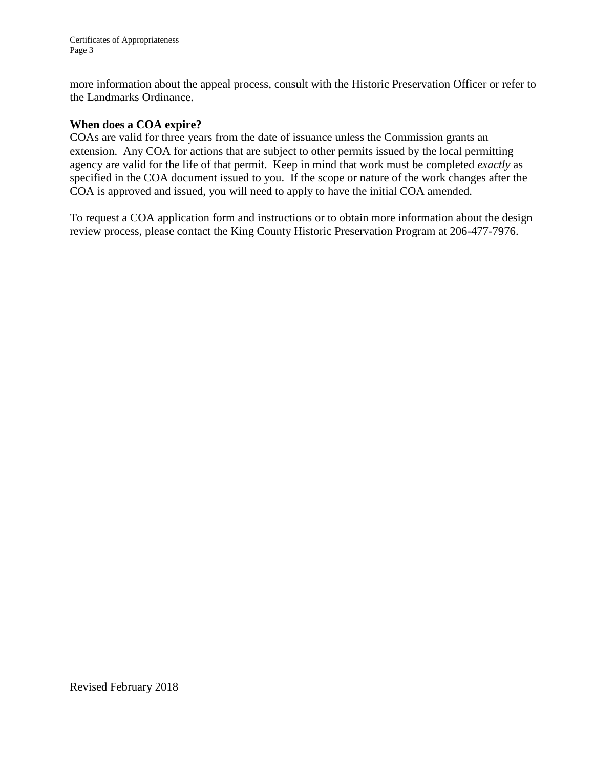more information about the appeal process, consult with the Historic Preservation Officer or refer to the Landmarks Ordinance.

**When does a COA expire?**

COAs are valid for three years from the date of issuance unless the Commission grants an extension. Any COA for actions that are subject to other permits issued by the local permitting agency are valid for the life of that permit. Keep in mind that work must be completed *exactly* as specified in the COA document issued to you. If the scope or nature of the work changes after the COA is approved and issued, you will need to apply to have the initial COA amended.

To request a COA application form and instructions or to obtain more information about the design review process, please contact the King County Historic Preservation Program at 206-477-7976.

Revised February 2018